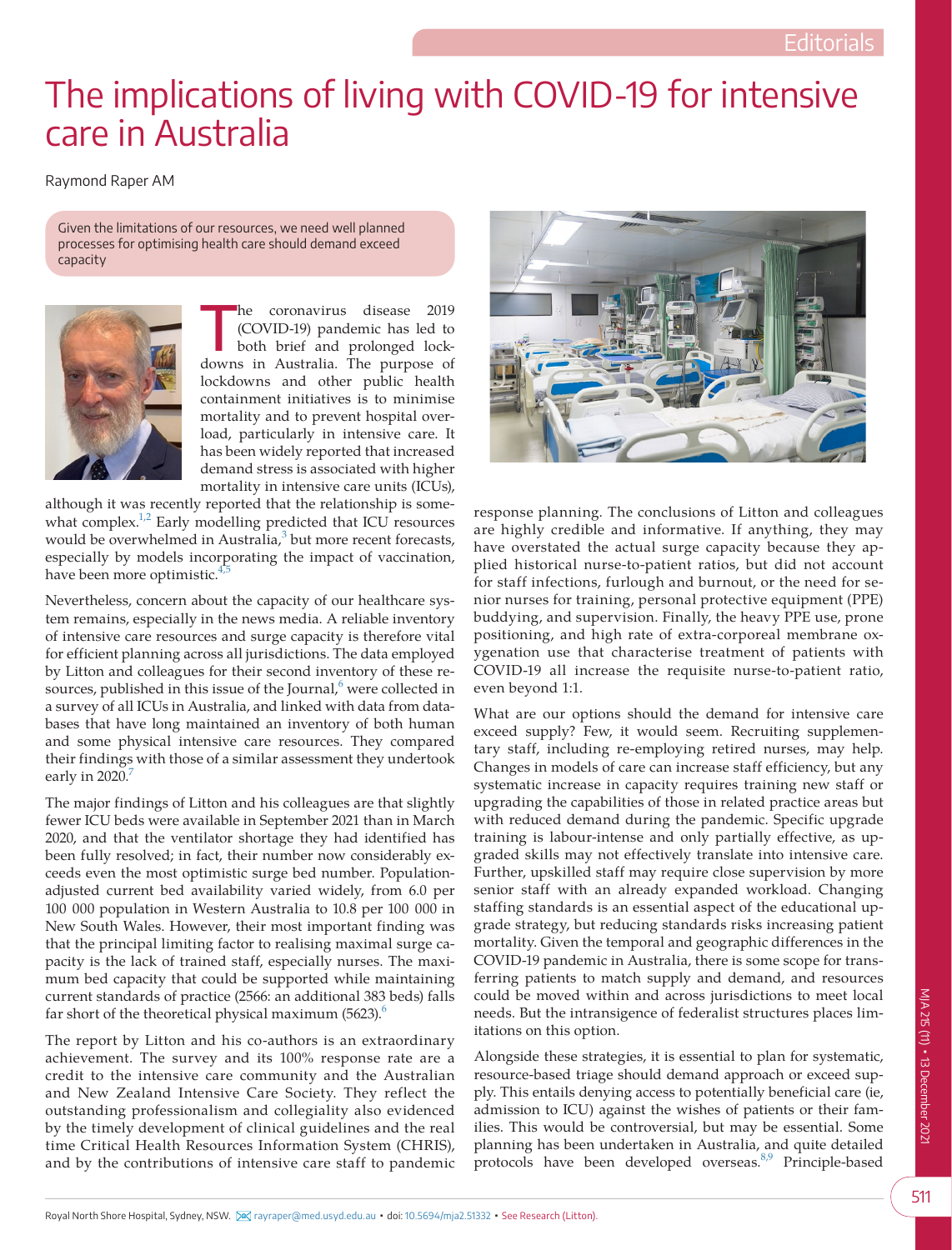Editorials

# The implications of living with COVID-19 for intensive care in Australia

Raymond Raper AM

Given the limitations of our resources, we need well planned processes for optimising health care should demand exceed capacity

The coronavirus disease 2019 (COVID-19) pandemic has led to both brief and prolonged lockdowns in Australia. The purpose of lockdowns and other public health containment initiatives is to minimise mortality and to prevent hospital overload, particularly in intensive care. It has been widely reported that increased demand stress is associated with higher mortality in intensive care units (ICUs), although it was recently reported that the relationship is somewhat complex.[1,2] Early modelling predicted that ICU resources would be overwhelmed in Australia,[3] but more recent forecasts, especially by models incorporating the impact of vaccination, have been more optimistic.[4,5]

Nevertheless, concern about the capacity of our healthcare system remains, especially in the news media. A reliable inventory of intensive care resources and surge capacity is therefore vital for efficient planning across all jurisdictions. The data employed by Litton and colleagues for their second inventory of these resources, published in this issue of the Journal,[6] were collected in a survey of all ICUs in Australia, and linked with data from databases that have long maintained an inventory of both human and some physical intensive care resources. They compared their findings with those of a similar assessment they undertook early in 2020.[7]

The major findings of Litton and his colleagues are that slightly fewer ICU beds were available in September 2021 than in March 2020, and that the ventilator shortage they had identified has been fully resolved; in fact, their number now considerably exceeds even the most optimistic surge bed number. Population-adjusted current bed availability varied widely, from 6.0 per 100 000 population in Western Australia to 10.8 per 100 000 in New South Wales. However, their most important finding was that the principal limiting factor to realising maximal surge capacity is the lack of trained staff, especially nurses. The maximum bed capacity that could be supported while maintaining current standards of practice (2566: an additional 383 beds) falls far short of the theoretical physical maximum (5623).[6]

The report by Litton and his co-authors is an extraordinary achievement. The survey and its 100% response rate are a credit to the intensive care community and the Australian and New Zealand Intensive Care Society. They reflect the outstanding professionalism and collegiality also evidenced by the timely development of clinical guidelines and the real time Critical Health Resources Information System (CHRIS), and by the contributions of intensive care staff to pandemic response planning. The conclusions of Litton and colleagues are highly credible and informative. If anything, they may have overstated the actual surge capacity because they applied historical nurse-to-patient ratios, but did not account for staff infections, furlough and burnout, or the need for senior nurses for training, personal protective equipment (PPE) buddying, and supervision. Finally, the heavy PPE use, prone positioning, and high rate of extra-corporeal membrane oxygenation use that characterise treatment of patients with COVID-19 all increase the requisite nurse-to-patient ratio, even beyond 1:1.

What are our options should the demand for intensive care exceed supply? Few, it would seem. Recruiting supplementary staff, including re-employing retired nurses, may help. Changes in models of care can increase staff efficiency, but any systematic increase in capacity requires training new staff or upgrading the capabilities of those in related practice areas but with reduced demand during the pandemic. Specific upgrade training is labour-intense and only partially effective, as upgraded skills may not effectively translate into intensive care. Further, upskilled staff may require close supervision by more senior staff with an already expanded workload. Changing staffing standards is an essential aspect of the educational upgrade strategy, but reducing standards risks increasing patient mortality. Given the temporal and geographic differences in the COVID-19 pandemic in Australia, there is some scope for transferring patients to match supply and demand, and resources could be moved within and across jurisdictions to meet local needs. But the intransigence of federalist structures places limitations on this option.

Alongside these strategies, it is essential to plan for systematic, resource-based triage should demand approach or exceed supply. This entails denying access to potentially beneficial care (ie, admission to ICU) against the wishes of patients or their families. This would be controversial, but may be essential. Some planning has been undertaken in Australia, and quite detailed protocols have been developed overseas.[8,9] Principle-based

Royal North Shore Hospital, Sydney, NSW. rayraper@med.usyd.edu.au • doi: 10.5694/mja2.51332 • See Research (Litton).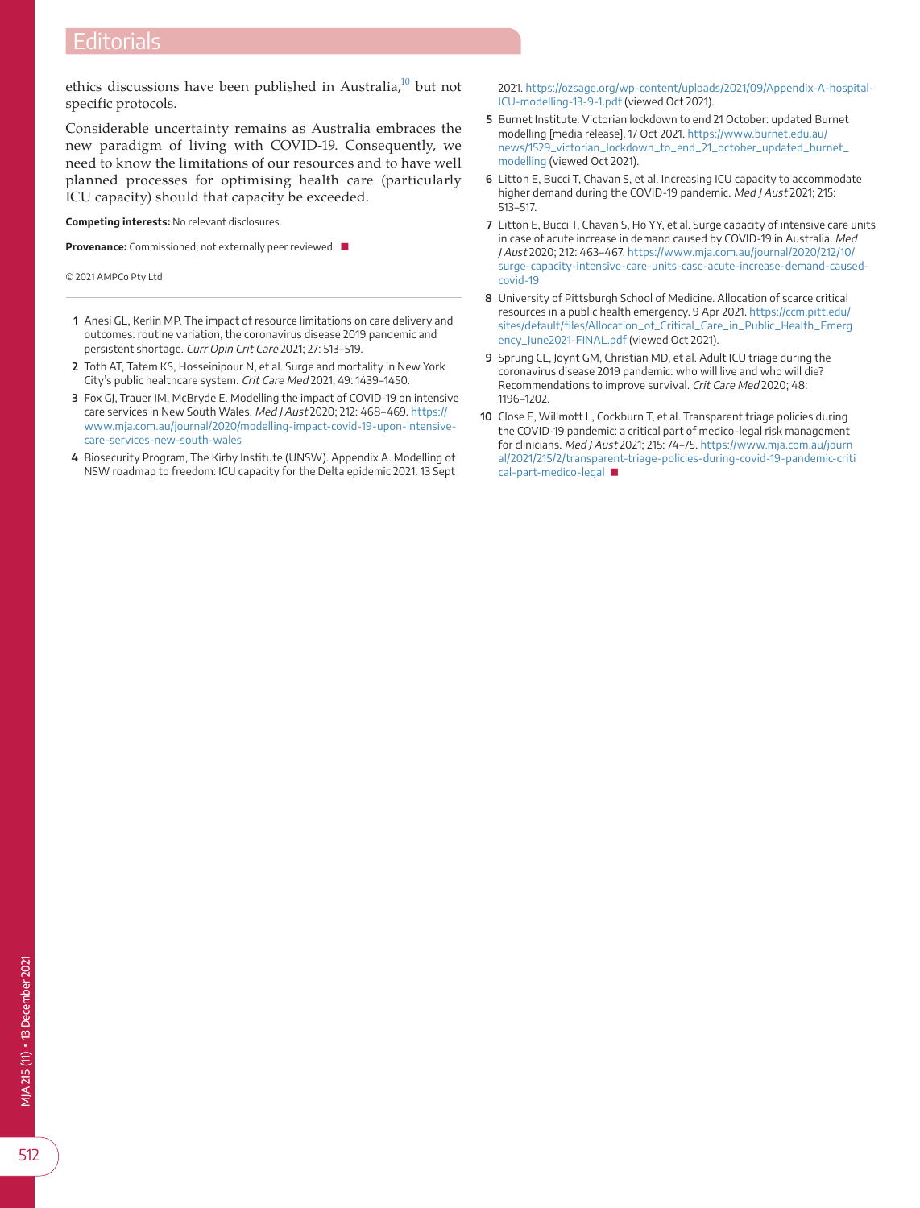ethics discussions have been published in Australia,[10] but not specific protocols.

Considerable uncertainty remains as Australia embraces the new paradigm of living with COVID-19. Consequently, we need to know the limitations of our resources and to have well planned processes for optimising health care (particularly ICU capacity) should that capacity be exceeded.

**Competing interests:** No relevant disclosures.

**Provenance:** Commissioned; not externally peer reviewed. ■

© 2021 AMPCo Pty Ltd

1 Anesi GL, Kerlin MP. The impact of resource limitations on care delivery and outcomes: routine variation, the coronavirus disease 2019 pandemic and persistent shortage. *Curr Opin Crit Care* 2021; 27: 513–519.

2 Toth AT, Tatem KS, Hosseinipour N, et al. Surge and mortality in New York City's public healthcare system. *Crit Care Med* 2021; 49: 1439–1450.

3 Fox GJ, Trauer JM, McBryde E. Modelling the impact of COVID-19 on intensive care services in New South Wales. *Med J Aust* 2020; 212: 468–469. https://www.mja.com.au/journal/2020/modelling-impact-covid-19-upon-intensive-care-services-new-south-wales

4 Biosecurity Program, The Kirby Institute (UNSW). Appendix A. Modelling of NSW roadmap to freedom: ICU capacity for the Delta epidemic 2021. 13 Sept 2021. https://ozsage.org/wp-content/uploads/2021/09/Appendix-A-hospital-ICU-modelling-13-9-1.pdf (viewed Oct 2021).

5 Burnet Institute. Victorian lockdown to end 21 October: updated Burnet modelling [media release]. 17 Oct 2021. https://www.burnet.edu.au/news/1529_victorian_lockdown_to_end_21_october_updated_burnet_modelling (viewed Oct 2021).

6 Litton E, Bucci T, Chavan S, et al. Increasing ICU capacity to accommodate higher demand during the COVID-19 pandemic. *Med J Aust* 2021; 215: 513–517.

7 Litton E, Bucci T, Chavan S, Ho YY, et al. Surge capacity of intensive care units in case of acute increase in demand caused by COVID-19 in Australia. *Med J Aust* 2020; 212: 463–467. https://www.mja.com.au/journal/2020/212/10/surge-capacity-intensive-care-units-case-acute-increase-demand-caused-covid-19

8 University of Pittsburgh School of Medicine. Allocation of scarce critical resources in a public health emergency. 9 Apr 2021. https://ccm.pitt.edu/sites/default/files/Allocation_of_Critical_Care_in_Public_Health_Emergency_June2021-FINAL.pdf (viewed Oct 2021).

9 Sprung CL, Joynt GM, Christian MD, et al. Adult ICU triage during the coronavirus disease 2019 pandemic: who will live and who will die? Recommendations to improve survival. *Crit Care Med* 2020; 48: 1196–1202.

10 Close E, Willmott L, Cockburn T, et al. Transparent triage policies during the COVID-19 pandemic: a critical part of medico-legal risk management for clinicians. *Med J Aust* 2021; 215: 74–75. https://www.mja.com.au/journal/2021/215/2/transparent-triage-policies-during-covid-19-pandemic-critical-part-medico-legal ■